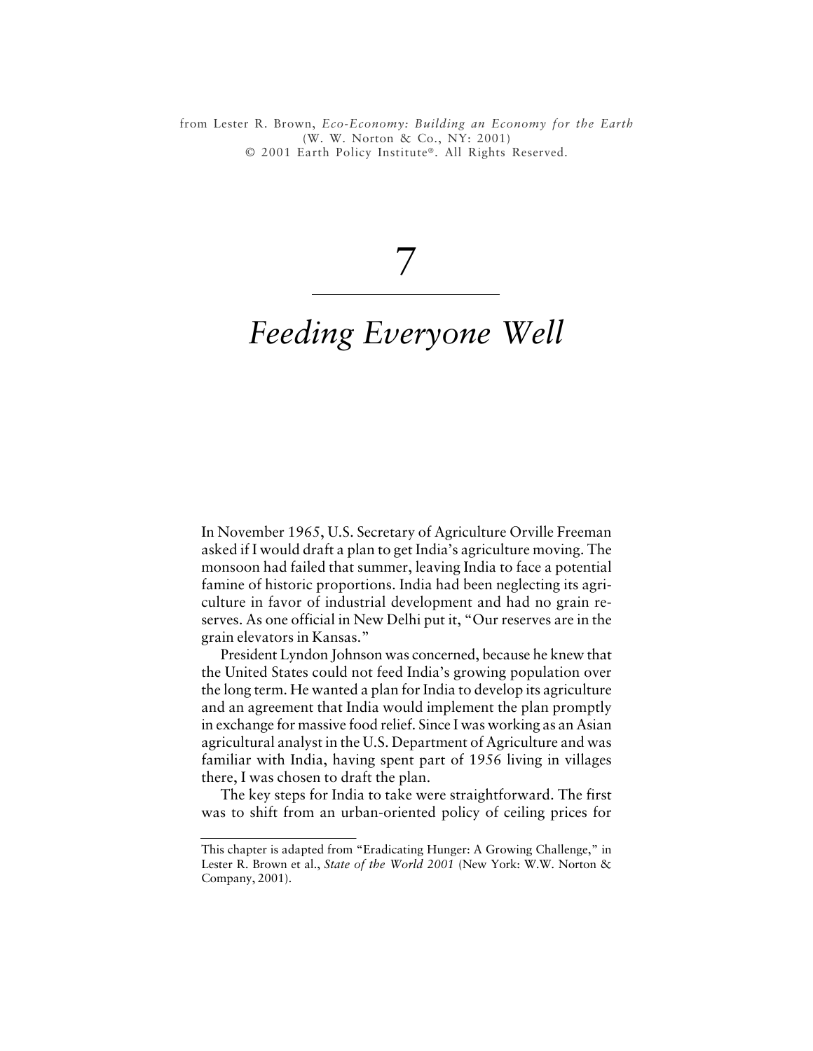from Lester R. Brown, *Eco-Economy: Building an Economy for the Earth* (W. W. Norton & Co., NY: 2001) © 2001 Earth Policy Institute®. All Rights Reserved.

# 7

# *Feeding Everyone Well*

In November 1965, U.S. Secretary of Agriculture Orville Freeman asked if I would draft a plan to get India's agriculture moving. The monsoon had failed that summer, leaving India to face a potential famine of historic proportions. India had been neglecting its agriculture in favor of industrial development and had no grain reserves. As one official in New Delhi put it, "Our reserves are in the grain elevators in Kansas."

President Lyndon Johnson was concerned, because he knew that the United States could not feed India's growing population over the long term. He wanted a plan for India to develop its agriculture and an agreement that India would implement the plan promptly in exchange for massive food relief. Since I was working as an Asian agricultural analyst in the U.S. Department of Agriculture and was familiar with India, having spent part of 1956 living in villages there, I was chosen to draft the plan.

The key steps for India to take were straightforward. The first was to shift from an urban-oriented policy of ceiling prices for

---

This chapter is adapted from "Eradicating Hunger: A Growing Challenge," in Lester R. Brown et al., *State of the World 2001* (New York: W.W. Norton & Company, 2001).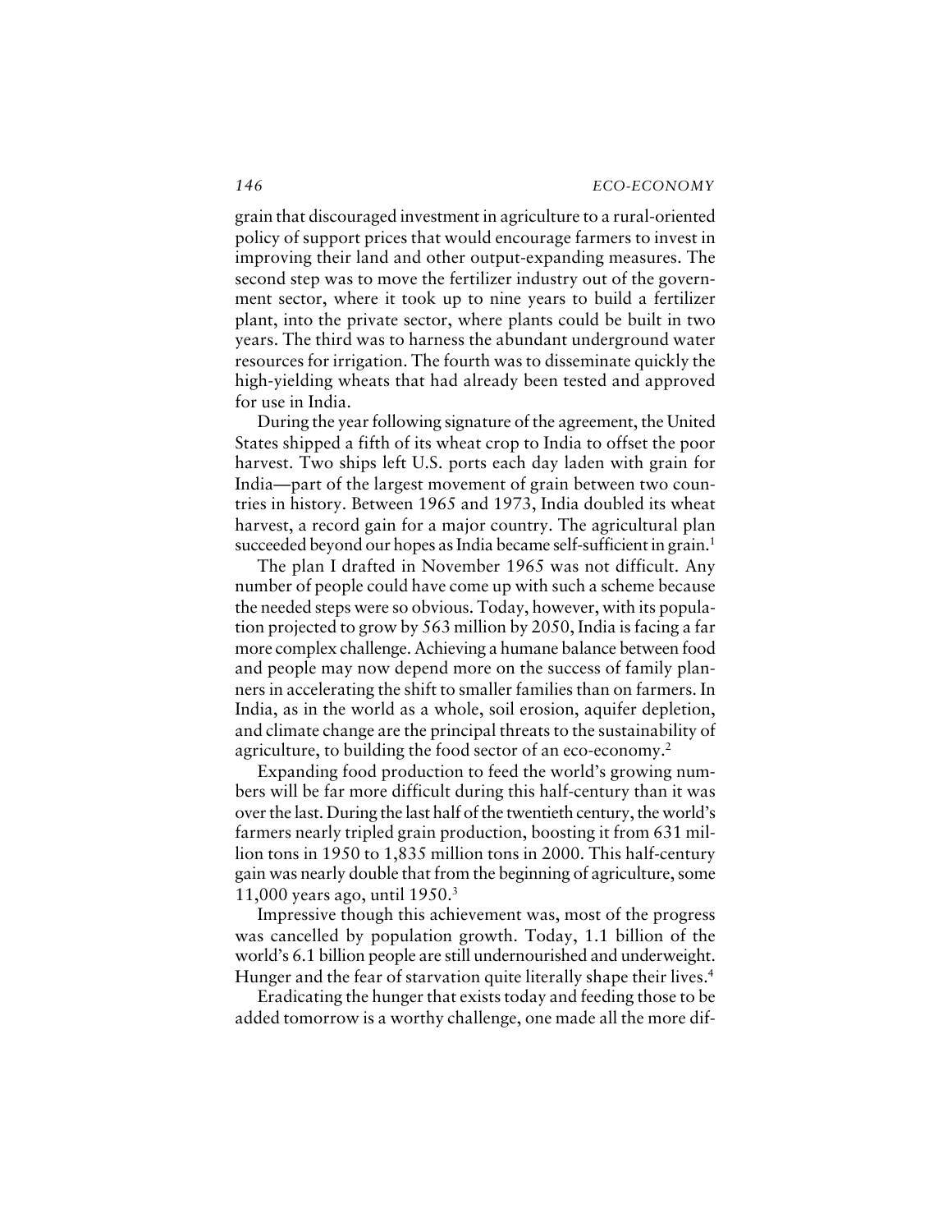grain that discouraged investment in agriculture to a rural-oriented policy of support prices that would encourage farmers to invest in improving their land and other output-expanding measures. The second step was to move the fertilizer industry out of the government sector, where it took up to nine years to build a fertilizer plant, into the private sector, where plants could be built in two years. The third was to harness the abundant underground water resources for irrigation. The fourth was to disseminate quickly the high-yielding wheats that had already been tested and approved for use in India.

During the year following signature of the agreement, the United States shipped a fifth of its wheat crop to India to offset the poor harvest. Two ships left U.S. ports each day laden with grain for India—part of the largest movement of grain between two countries in history. Between 1965 and 1973, India doubled its wheat harvest, a record gain for a major country. The agricultural plan succeeded beyond our hopes as India became self-sufficient in grain.[1]

The plan I drafted in November 1965 was not difficult. Any number of people could have come up with such a scheme because the needed steps were so obvious. Today, however, with its population projected to grow by 563 million by 2050, India is facing a far more complex challenge. Achieving a humane balance between food and people may now depend more on the success of family planners in accelerating the shift to smaller families than on farmers. In India, as in the world as a whole, soil erosion, aquifer depletion, and climate change are the principal threats to the sustainability of agriculture, to building the food sector of an eco-economy.[2]

Expanding food production to feed the world's growing numbers will be far more difficult during this half-century than it was over the last. During the last half of the twentieth century, the world's farmers nearly tripled grain production, boosting it from 631 million tons in 1950 to 1,835 million tons in 2000. This half-century gain was nearly double that from the beginning of agriculture, some 11,000 years ago, until 1950.[3]

Impressive though this achievement was, most of the progress was cancelled by population growth. Today, 1.1 billion of the world's 6.1 billion people are still undernourished and underweight. Hunger and the fear of starvation quite literally shape their lives.[4]

Eradicating the hunger that exists today and feeding those to be added tomorrow is a worthy challenge, one made all the more dif-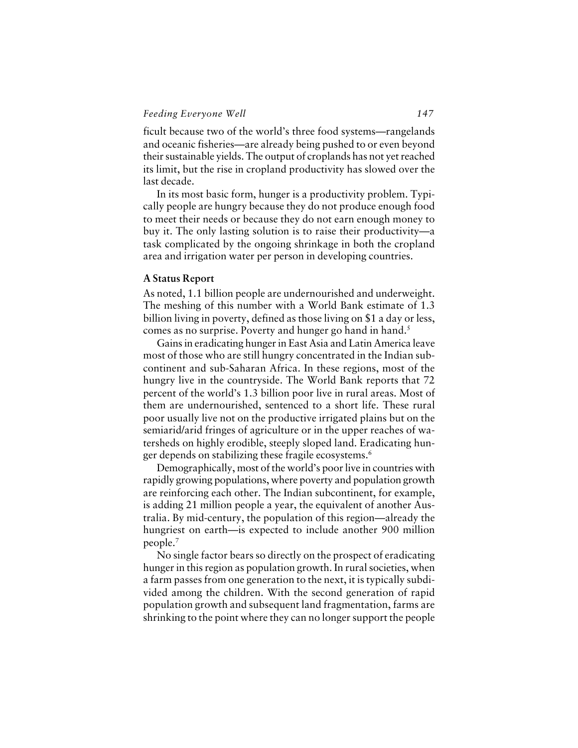ficult because two of the world's three food systems—rangelands and oceanic fisheries—are already being pushed to or even beyond their sustainable yields. The output of croplands has not yet reached its limit, but the rise in cropland productivity has slowed over the last decade.

In its most basic form, hunger is a productivity problem. Typically people are hungry because they do not produce enough food to meet their needs or because they do not earn enough money to buy it. The only lasting solution is to raise their productivity—a task complicated by the ongoing shrinkage in both the cropland area and irrigation water per person in developing countries.

### A Status Report

As noted, 1.1 billion people are undernourished and underweight. The meshing of this number with a World Bank estimate of 1.3 billion living in poverty, defined as those living on $1 a day or less, comes as no surprise. Poverty and hunger go hand in hand.[5]

Gains in eradicating hunger in East Asia and Latin America leave most of those who are still hungry concentrated in the Indian subcontinent and sub-Saharan Africa. In these regions, most of the hungry live in the countryside. The World Bank reports that 72 percent of the world's 1.3 billion poor live in rural areas. Most of them are undernourished, sentenced to a short life. These rural poor usually live not on the productive irrigated plains but on the semiarid/arid fringes of agriculture or in the upper reaches of watersheds on highly erodible, steeply sloped land. Eradicating hunger depends on stabilizing these fragile ecosystems.[6]

Demographically, most of the world's poor live in countries with rapidly growing populations, where poverty and population growth are reinforcing each other. The Indian subcontinent, for example, is adding 21 million people a year, the equivalent of another Australia. By mid-century, the population of this region—already the hungriest on earth—is expected to include another 900 million people.[7]

No single factor bears so directly on the prospect of eradicating hunger in this region as population growth. In rural societies, when a farm passes from one generation to the next, it is typically subdivided among the children. With the second generation of rapid population growth and subsequent land fragmentation, farms are shrinking to the point where they can no longer support the people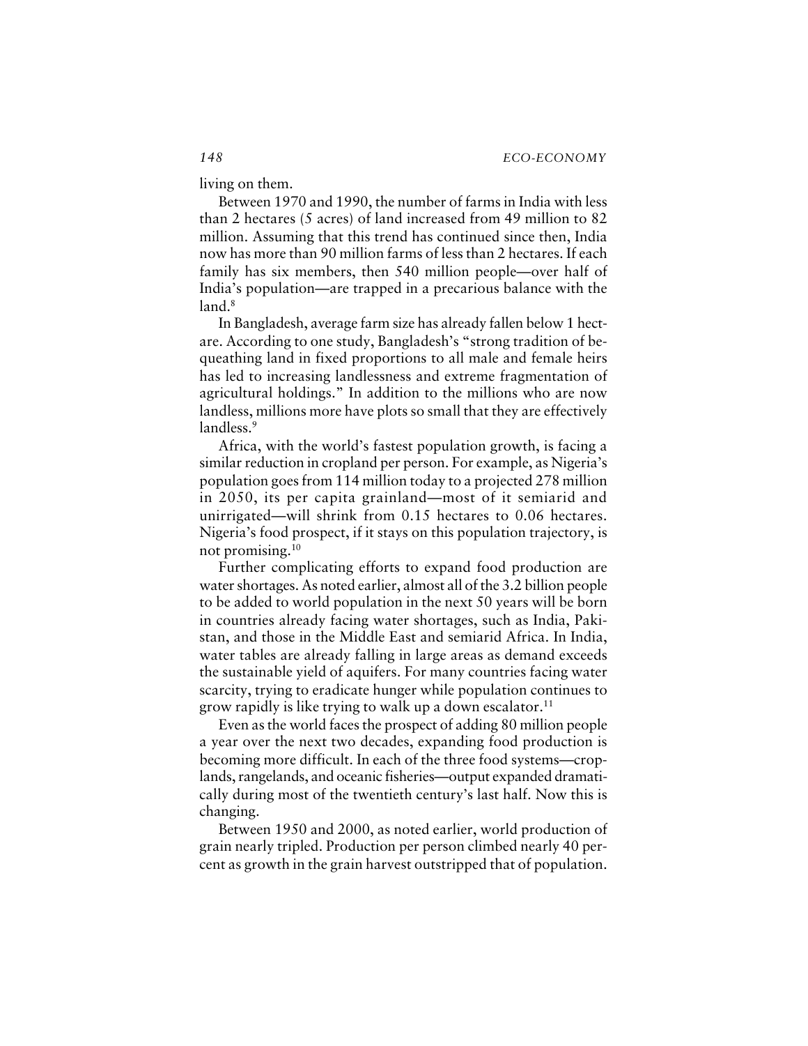living on them.

Between 1970 and 1990, the number of farms in India with less than 2 hectares (5 acres) of land increased from 49 million to 82 million. Assuming that this trend has continued since then, India now has more than 90 million farms of less than 2 hectares. If each family has six members, then 540 million people—over half of India's population—are trapped in a precarious balance with the land.[8]

In Bangladesh, average farm size has already fallen below 1 hectare. According to one study, Bangladesh's "strong tradition of bequeathing land in fixed proportions to all male and female heirs has led to increasing landlessness and extreme fragmentation of agricultural holdings." In addition to the millions who are now landless, millions more have plots so small that they are effectively landless.[9]

Africa, with the world's fastest population growth, is facing a similar reduction in cropland per person. For example, as Nigeria's population goes from 114 million today to a projected 278 million in 2050, its per capita grainland—most of it semiarid and unirrigated—will shrink from 0.15 hectares to 0.06 hectares. Nigeria's food prospect, if it stays on this population trajectory, is not promising.[10]

Further complicating efforts to expand food production are water shortages. As noted earlier, almost all of the 3.2 billion people to be added to world population in the next 50 years will be born in countries already facing water shortages, such as India, Pakistan, and those in the Middle East and semiarid Africa. In India, water tables are already falling in large areas as demand exceeds the sustainable yield of aquifers. For many countries facing water scarcity, trying to eradicate hunger while population continues to grow rapidly is like trying to walk up a down escalator.[11]

Even as the world faces the prospect of adding 80 million people a year over the next two decades, expanding food production is becoming more difficult. In each of the three food systems—croplands, rangelands, and oceanic fisheries—output expanded dramatically during most of the twentieth century's last half. Now this is changing.

Between 1950 and 2000, as noted earlier, world production of grain nearly tripled. Production per person climbed nearly 40 percent as growth in the grain harvest outstripped that of population.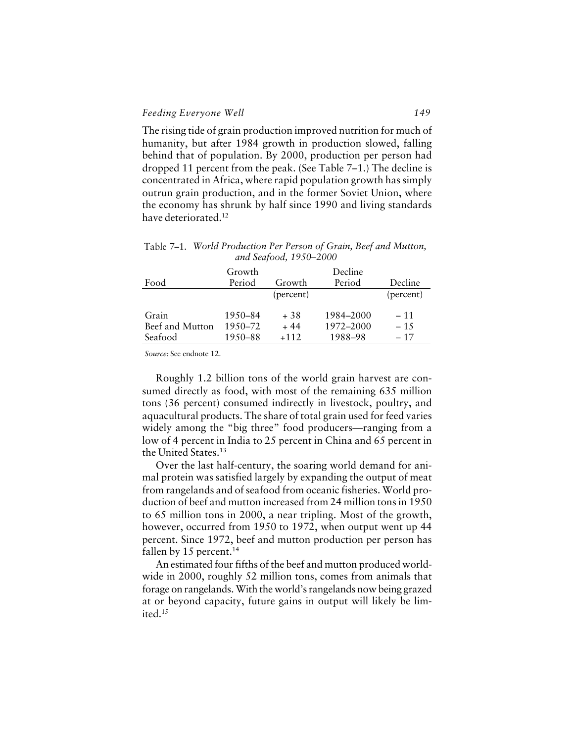The rising tide of grain production improved nutrition for much of humanity, but after 1984 growth in production slowed, falling behind that of population. By 2000, production per person had dropped 11 percent from the peak. (See Table 7–1.) The decline is concentrated in Africa, where rapid population growth has simply outrun grain production, and in the former Soviet Union, where the economy has shrunk by half since 1990 and living standards have deteriorated.[12]

Table 7–1. *World Production Per Person of Grain, Beef and Mutton, and Seafood, 1950–2000*

| Food | Growth Period | Growth | Decline Period | Decline |
|---|---|---|---|---|
| | | (percent) | | (percent) |
| Grain | 1950–84 | + 38 | 1984–2000 | – 11 |
| Beef and Mutton | 1950–72 | + 44 | 1972–2000 | – 15 |
| Seafood | 1950–88 | +112 | 1988–98 | – 17 |

*Source:* See endnote 12.

Roughly 1.2 billion tons of the world grain harvest are consumed directly as food, with most of the remaining 635 million tons (36 percent) consumed indirectly in livestock, poultry, and aquacultural products. The share of total grain used for feed varies widely among the "big three" food producers—ranging from a low of 4 percent in India to 25 percent in China and 65 percent in the United States.[13]

Over the last half-century, the soaring world demand for animal protein was satisfied largely by expanding the output of meat from rangelands and of seafood from oceanic fisheries. World production of beef and mutton increased from 24 million tons in 1950 to 65 million tons in 2000, a near tripling. Most of the growth, however, occurred from 1950 to 1972, when output went up 44 percent. Since 1972, beef and mutton production per person has fallen by 15 percent.[14]

An estimated four fifths of the beef and mutton produced worldwide in 2000, roughly 52 million tons, comes from animals that forage on rangelands. With the world's rangelands now being grazed at or beyond capacity, future gains in output will likely be limited.[15]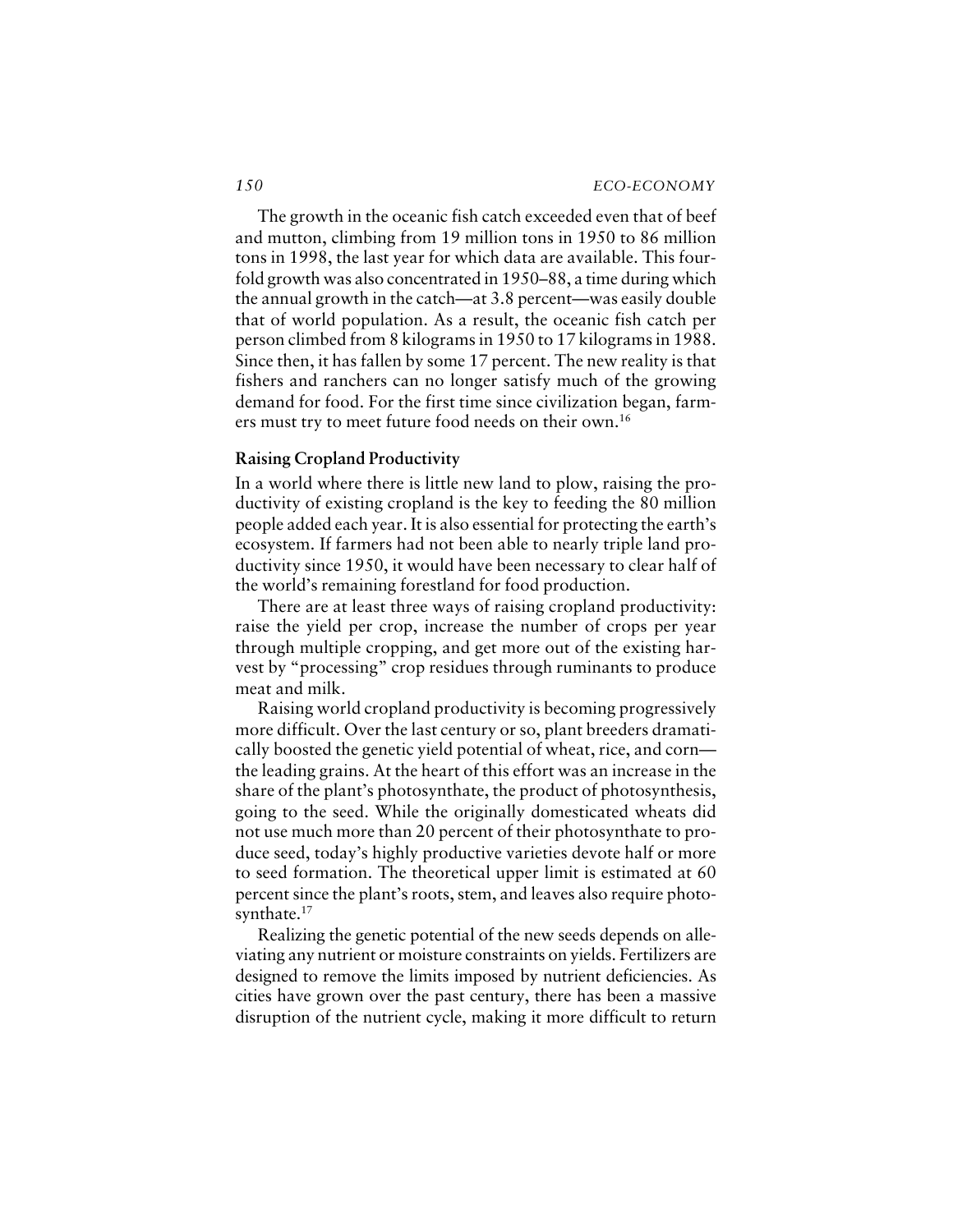The growth in the oceanic fish catch exceeded even that of beef and mutton, climbing from 19 million tons in 1950 to 86 million tons in 1998, the last year for which data are available. This fourfold growth was also concentrated in 1950–88, a time during which the annual growth in the catch—at 3.8 percent—was easily double that of world population. As a result, the oceanic fish catch per person climbed from 8 kilograms in 1950 to 17 kilograms in 1988. Since then, it has fallen by some 17 percent. The new reality is that fishers and ranchers can no longer satisfy much of the growing demand for food. For the first time since civilization began, farmers must try to meet future food needs on their own.[16]

## Raising Cropland Productivity

In a world where there is little new land to plow, raising the productivity of existing cropland is the key to feeding the 80 million people added each year. It is also essential for protecting the earth's ecosystem. If farmers had not been able to nearly triple land productivity since 1950, it would have been necessary to clear half of the world's remaining forestland for food production.

There are at least three ways of raising cropland productivity: raise the yield per crop, increase the number of crops per year through multiple cropping, and get more out of the existing harvest by "processing" crop residues through ruminants to produce meat and milk.

Raising world cropland productivity is becoming progressively more difficult. Over the last century or so, plant breeders dramatically boosted the genetic yield potential of wheat, rice, and corn—the leading grains. At the heart of this effort was an increase in the share of the plant's photosynthate, the product of photosynthesis, going to the seed. While the originally domesticated wheats did not use much more than 20 percent of their photosynthate to produce seed, today's highly productive varieties devote half or more to seed formation. The theoretical upper limit is estimated at 60 percent since the plant's roots, stem, and leaves also require photosynthate.[17]

Realizing the genetic potential of the new seeds depends on alleviating any nutrient or moisture constraints on yields. Fertilizers are designed to remove the limits imposed by nutrient deficiencies. As cities have grown over the past century, there has been a massive disruption of the nutrient cycle, making it more difficult to return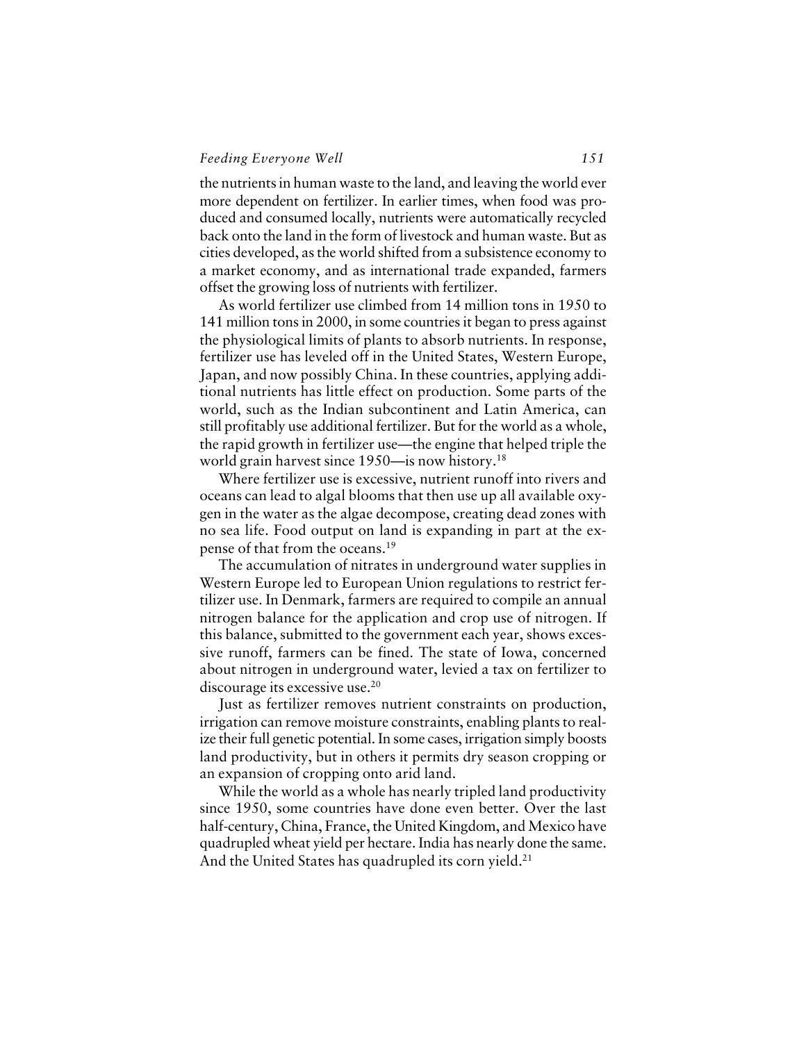the nutrients in human waste to the land, and leaving the world ever more dependent on fertilizer. In earlier times, when food was produced and consumed locally, nutrients were automatically recycled back onto the land in the form of livestock and human waste. But as cities developed, as the world shifted from a subsistence economy to a market economy, and as international trade expanded, farmers offset the growing loss of nutrients with fertilizer.

As world fertilizer use climbed from 14 million tons in 1950 to 141 million tons in 2000, in some countries it began to press against the physiological limits of plants to absorb nutrients. In response, fertilizer use has leveled off in the United States, Western Europe, Japan, and now possibly China. In these countries, applying additional nutrients has little effect on production. Some parts of the world, such as the Indian subcontinent and Latin America, can still profitably use additional fertilizer. But for the world as a whole, the rapid growth in fertilizer use—the engine that helped triple the world grain harvest since 1950—is now history.[18]

Where fertilizer use is excessive, nutrient runoff into rivers and oceans can lead to algal blooms that then use up all available oxygen in the water as the algae decompose, creating dead zones with no sea life. Food output on land is expanding in part at the expense of that from the oceans.[19]

The accumulation of nitrates in underground water supplies in Western Europe led to European Union regulations to restrict fertilizer use. In Denmark, farmers are required to compile an annual nitrogen balance for the application and crop use of nitrogen. If this balance, submitted to the government each year, shows excessive runoff, farmers can be fined. The state of Iowa, concerned about nitrogen in underground water, levied a tax on fertilizer to discourage its excessive use.[20]

Just as fertilizer removes nutrient constraints on production, irrigation can remove moisture constraints, enabling plants to realize their full genetic potential. In some cases, irrigation simply boosts land productivity, but in others it permits dry season cropping or an expansion of cropping onto arid land.

While the world as a whole has nearly tripled land productivity since 1950, some countries have done even better. Over the last half-century, China, France, the United Kingdom, and Mexico have quadrupled wheat yield per hectare. India has nearly done the same. And the United States has quadrupled its corn yield.[21]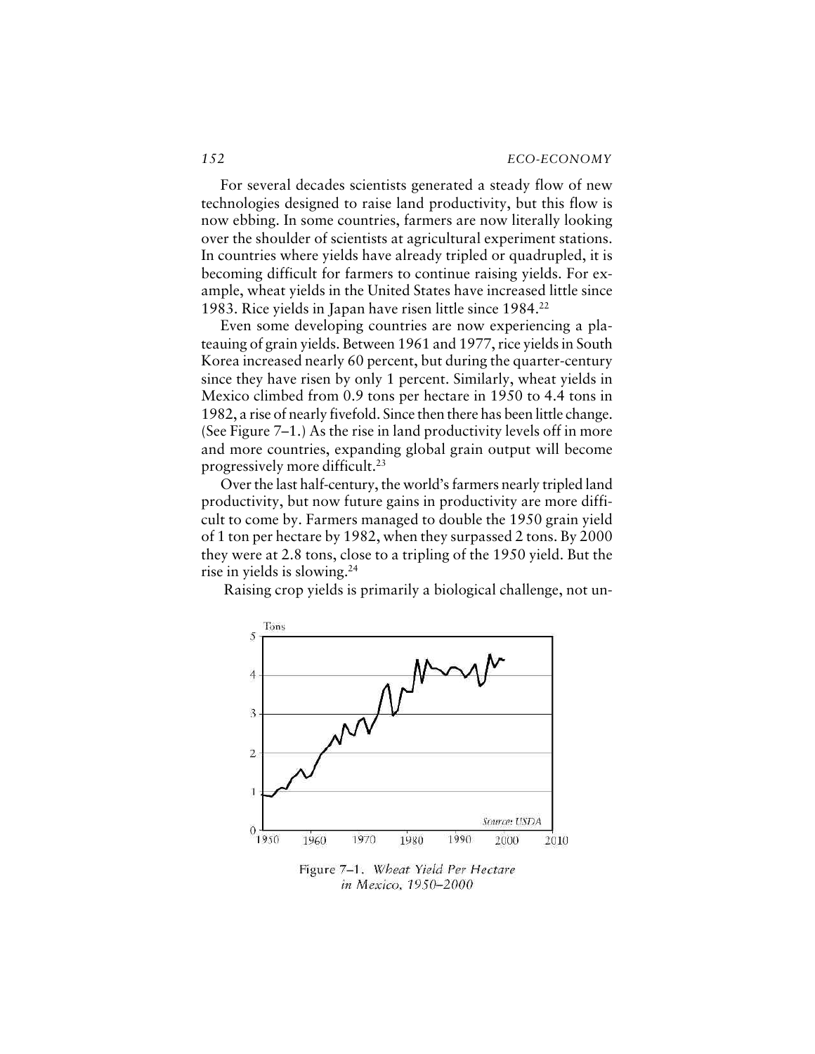For several decades scientists generated a steady flow of new technologies designed to raise land productivity, but this flow is now ebbing. In some countries, farmers are now literally looking over the shoulder of scientists at agricultural experiment stations. In countries where yields have already tripled or quadrupled, it is becoming difficult for farmers to continue raising yields. For example, wheat yields in the United States have increased little since 1983. Rice yields in Japan have risen little since 1984.[22]

Even some developing countries are now experiencing a plateauing of grain yields. Between 1961 and 1977, rice yields in South Korea increased nearly 60 percent, but during the quarter-century since they have risen by only 1 percent. Similarly, wheat yields in Mexico climbed from 0.9 tons per hectare in 1950 to 4.4 tons in 1982, a rise of nearly fivefold. Since then there has been little change. (See Figure 7–1.) As the rise in land productivity levels off in more and more countries, expanding global grain output will become progressively more difficult.[23]

Over the last half-century, the world's farmers nearly tripled land productivity, but now future gains in productivity are more difficult to come by. Farmers managed to double the 1950 grain yield of 1 ton per hectare by 1982, when they surpassed 2 tons. By 2000 they were at 2.8 tons, close to a tripling of the 1950 yield. But the rise in yields is slowing.[24]

Raising crop yields is primarily a biological challenge, not un-

Figure 7–1. *Wheat Yield Per Hectare in Mexico, 1950–2000*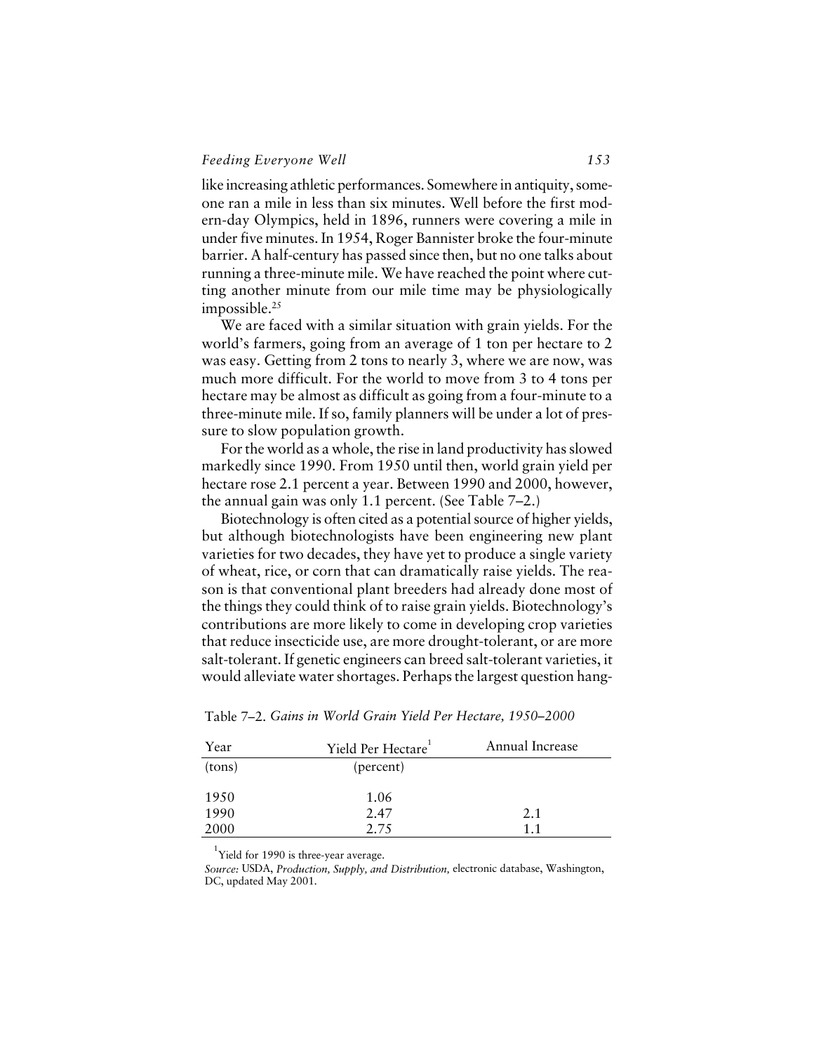like increasing athletic performances. Somewhere in antiquity, someone ran a mile in less than six minutes. Well before the first modern-day Olympics, held in 1896, runners were covering a mile in under five minutes. In 1954, Roger Bannister broke the four-minute barrier. A half-century has passed since then, but no one talks about running a three-minute mile. We have reached the point where cutting another minute from our mile time may be physiologically impossible.[25]

We are faced with a similar situation with grain yields. For the world's farmers, going from an average of 1 ton per hectare to 2 was easy. Getting from 2 tons to nearly 3, where we are now, was much more difficult. For the world to move from 3 to 4 tons per hectare may be almost as difficult as going from a four-minute to a three-minute mile. If so, family planners will be under a lot of pressure to slow population growth.

For the world as a whole, the rise in land productivity has slowed markedly since 1990. From 1950 until then, world grain yield per hectare rose 2.1 percent a year. Between 1990 and 2000, however, the annual gain was only 1.1 percent. (See Table 7–2.)

Biotechnology is often cited as a potential source of higher yields, but although biotechnologists have been engineering new plant varieties for two decades, they have yet to produce a single variety of wheat, rice, or corn that can dramatically raise yields. The reason is that conventional plant breeders had already done most of the things they could think of to raise grain yields. Biotechnology's contributions are more likely to come in developing crop varieties that reduce insecticide use, are more drought-tolerant, or are more salt-tolerant. If genetic engineers can breed salt-tolerant varieties, it would alleviate water shortages. Perhaps the largest question hang-

Table 7–2. *Gains in World Grain Yield Per Hectare, 1950–2000*

| Year | Yield Per Hectare[1] | Annual Increase |
|---|---|---|
| (tons) | (percent) | |
| 1950 | 1.06 | |
| 1990 | 2.47 | 2.1 |
| 2000 | 2.75 | 1.1 |

[1]Yield for 1990 is three-year average.

*Source:* USDA, *Production, Supply, and Distribution,* electronic database, Washington, DC, updated May 2001.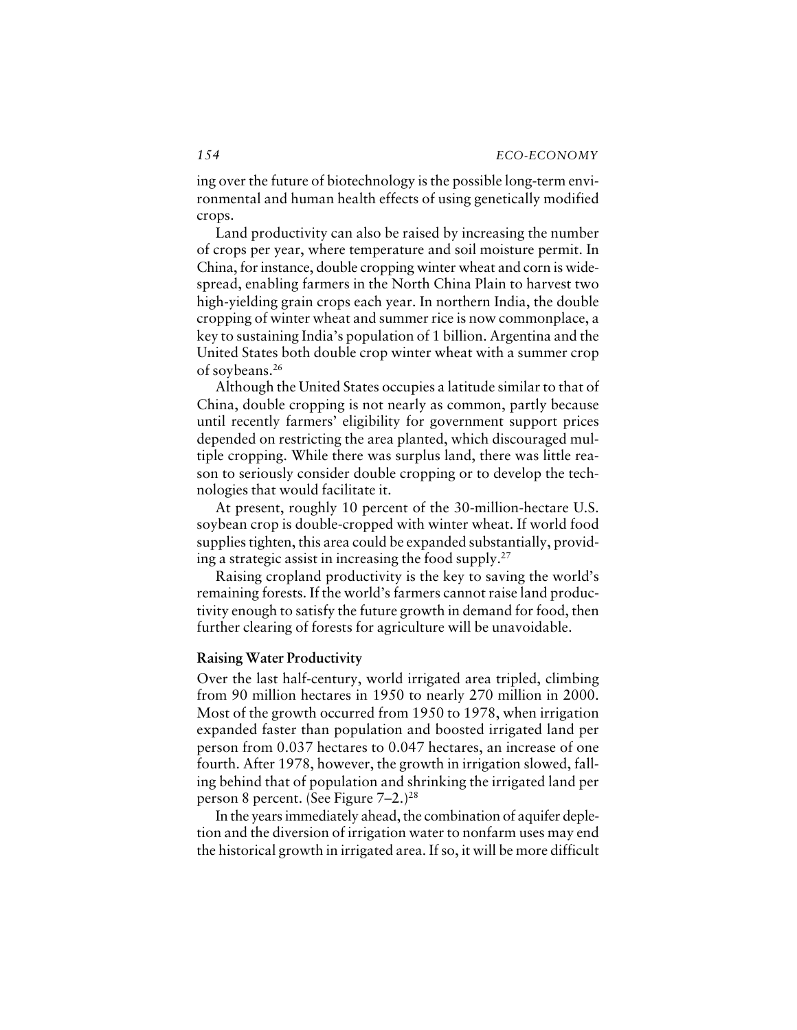ing over the future of biotechnology is the possible long-term environmental and human health effects of using genetically modified crops.

Land productivity can also be raised by increasing the number of crops per year, where temperature and soil moisture permit. In China, for instance, double cropping winter wheat and corn is widespread, enabling farmers in the North China Plain to harvest two high-yielding grain crops each year. In northern India, the double cropping of winter wheat and summer rice is now commonplace, a key to sustaining India's population of 1 billion. Argentina and the United States both double crop winter wheat with a summer crop of soybeans.[26]

Although the United States occupies a latitude similar to that of China, double cropping is not nearly as common, partly because until recently farmers' eligibility for government support prices depended on restricting the area planted, which discouraged multiple cropping. While there was surplus land, there was little reason to seriously consider double cropping or to develop the technologies that would facilitate it.

At present, roughly 10 percent of the 30-million-hectare U.S. soybean crop is double-cropped with winter wheat. If world food supplies tighten, this area could be expanded substantially, providing a strategic assist in increasing the food supply.[27]

Raising cropland productivity is the key to saving the world's remaining forests. If the world's farmers cannot raise land productivity enough to satisfy the future growth in demand for food, then further clearing of forests for agriculture will be unavoidable.

### Raising Water Productivity

Over the last half-century, world irrigated area tripled, climbing from 90 million hectares in 1950 to nearly 270 million in 2000. Most of the growth occurred from 1950 to 1978, when irrigation expanded faster than population and boosted irrigated land per person from 0.037 hectares to 0.047 hectares, an increase of one fourth. After 1978, however, the growth in irrigation slowed, falling behind that of population and shrinking the irrigated land per person 8 percent. (See Figure 7–2.)[28]

In the years immediately ahead, the combination of aquifer depletion and the diversion of irrigation water to nonfarm uses may end the historical growth in irrigated area. If so, it will be more difficult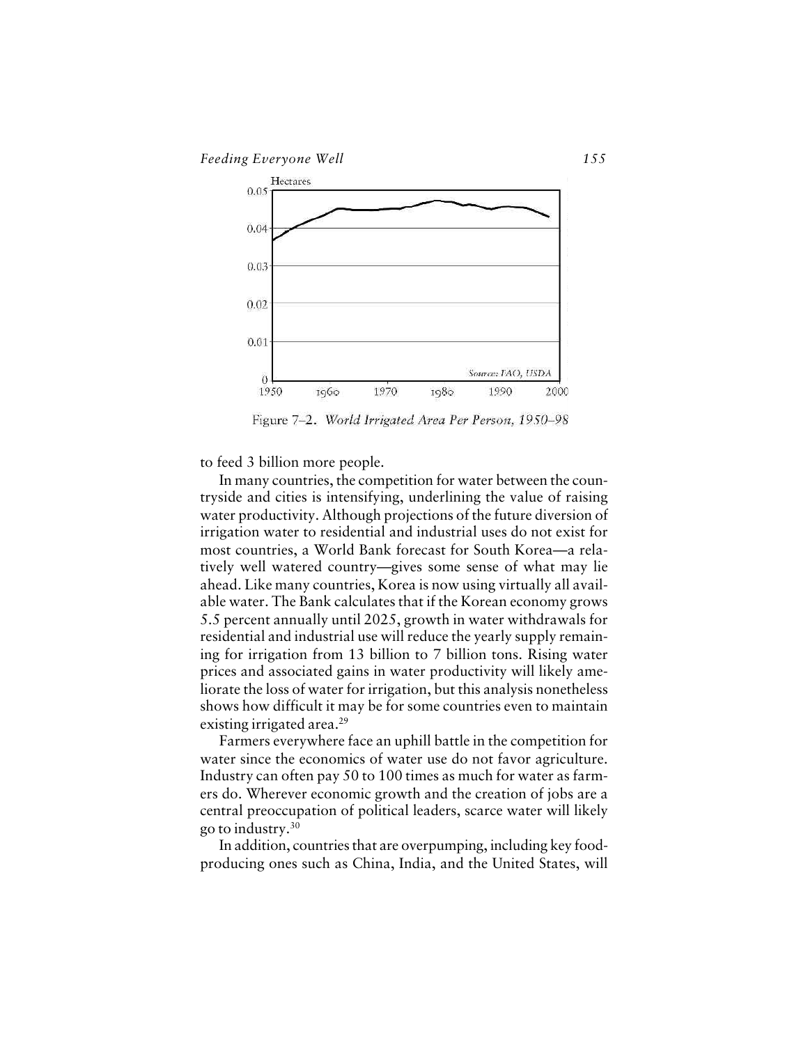Figure 7–2. *World Irrigated Area Per Person, 1950–98*

to feed 3 billion more people.

In many countries, the competition for water between the countryside and cities is intensifying, underlining the value of raising water productivity. Although projections of the future diversion of irrigation water to residential and industrial uses do not exist for most countries, a World Bank forecast for South Korea—a relatively well watered country—gives some sense of what may lie ahead. Like many countries, Korea is now using virtually all available water. The Bank calculates that if the Korean economy grows 5.5 percent annually until 2025, growth in water withdrawals for residential and industrial use will reduce the yearly supply remaining for irrigation from 13 billion to 7 billion tons. Rising water prices and associated gains in water productivity will likely ameliorate the loss of water for irrigation, but this analysis nonetheless shows how difficult it may be for some countries even to maintain existing irrigated area.[29]

Farmers everywhere face an uphill battle in the competition for water since the economics of water use do not favor agriculture. Industry can often pay 50 to 100 times as much for water as farmers do. Wherever economic growth and the creation of jobs are a central preoccupation of political leaders, scarce water will likely go to industry.[30]

In addition, countries that are overpumping, including key food-producing ones such as China, India, and the United States, will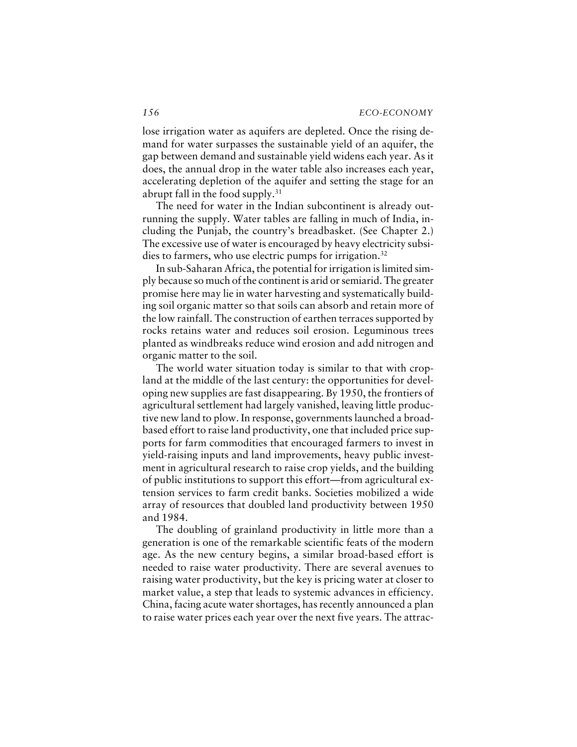lose irrigation water as aquifers are depleted. Once the rising demand for water surpasses the sustainable yield of an aquifer, the gap between demand and sustainable yield widens each year. As it does, the annual drop in the water table also increases each year, accelerating depletion of the aquifer and setting the stage for an abrupt fall in the food supply.[31]

The need for water in the Indian subcontinent is already outrunning the supply. Water tables are falling in much of India, including the Punjab, the country's breadbasket. (See Chapter 2.) The excessive use of water is encouraged by heavy electricity subsidies to farmers, who use electric pumps for irrigation.[32]

In sub-Saharan Africa, the potential for irrigation is limited simply because so much of the continent is arid or semiarid. The greater promise here may lie in water harvesting and systematically building soil organic matter so that soils can absorb and retain more of the low rainfall. The construction of earthen terraces supported by rocks retains water and reduces soil erosion. Leguminous trees planted as windbreaks reduce wind erosion and add nitrogen and organic matter to the soil.

The world water situation today is similar to that with cropland at the middle of the last century: the opportunities for developing new supplies are fast disappearing. By 1950, the frontiers of agricultural settlement had largely vanished, leaving little productive new land to plow. In response, governments launched a broad-based effort to raise land productivity, one that included price supports for farm commodities that encouraged farmers to invest in yield-raising inputs and land improvements, heavy public investment in agricultural research to raise crop yields, and the building of public institutions to support this effort—from agricultural extension services to farm credit banks. Societies mobilized a wide array of resources that doubled land productivity between 1950 and 1984.

The doubling of grainland productivity in little more than a generation is one of the remarkable scientific feats of the modern age. As the new century begins, a similar broad-based effort is needed to raise water productivity. There are several avenues to raising water productivity, but the key is pricing water at closer to market value, a step that leads to systemic advances in efficiency. China, facing acute water shortages, has recently announced a plan to raise water prices each year over the next five years. The attrac-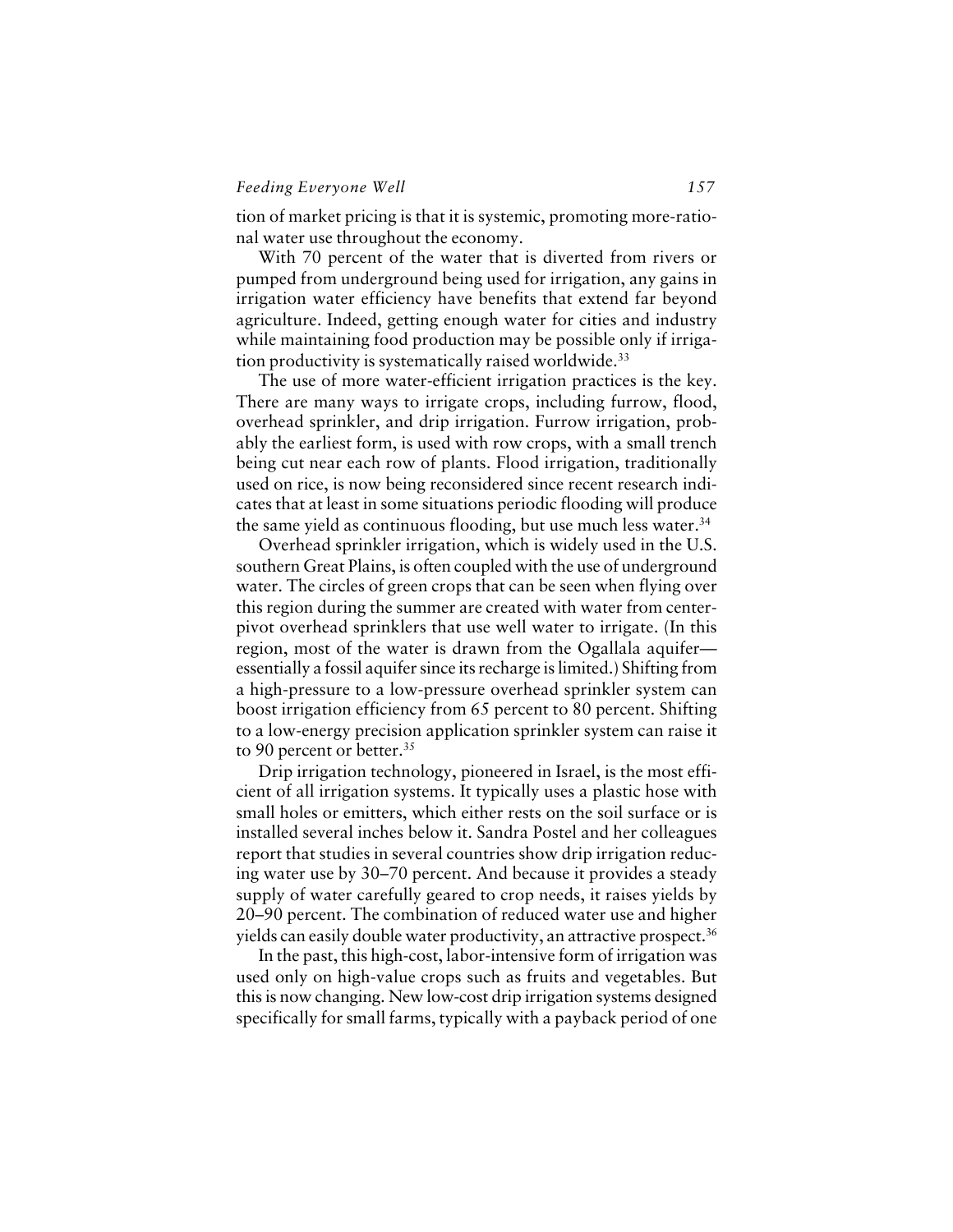tion of market pricing is that it is systemic, promoting more-rational water use throughout the economy.

With 70 percent of the water that is diverted from rivers or pumped from underground being used for irrigation, any gains in irrigation water efficiency have benefits that extend far beyond agriculture. Indeed, getting enough water for cities and industry while maintaining food production may be possible only if irrigation productivity is systematically raised worldwide.[33]

The use of more water-efficient irrigation practices is the key. There are many ways to irrigate crops, including furrow, flood, overhead sprinkler, and drip irrigation. Furrow irrigation, probably the earliest form, is used with row crops, with a small trench being cut near each row of plants. Flood irrigation, traditionally used on rice, is now being reconsidered since recent research indicates that at least in some situations periodic flooding will produce the same yield as continuous flooding, but use much less water.[34]

Overhead sprinkler irrigation, which is widely used in the U.S. southern Great Plains, is often coupled with the use of underground water. The circles of green crops that can be seen when flying over this region during the summer are created with water from center-pivot overhead sprinklers that use well water to irrigate. (In this region, most of the water is drawn from the Ogallala aquifer—essentially a fossil aquifer since its recharge is limited.) Shifting from a high-pressure to a low-pressure overhead sprinkler system can boost irrigation efficiency from 65 percent to 80 percent. Shifting to a low-energy precision application sprinkler system can raise it to 90 percent or better.[35]

Drip irrigation technology, pioneered in Israel, is the most efficient of all irrigation systems. It typically uses a plastic hose with small holes or emitters, which either rests on the soil surface or is installed several inches below it. Sandra Postel and her colleagues report that studies in several countries show drip irrigation reducing water use by 30–70 percent. And because it provides a steady supply of water carefully geared to crop needs, it raises yields by 20–90 percent. The combination of reduced water use and higher yields can easily double water productivity, an attractive prospect.[36]

In the past, this high-cost, labor-intensive form of irrigation was used only on high-value crops such as fruits and vegetables. But this is now changing. New low-cost drip irrigation systems designed specifically for small farms, typically with a payback period of one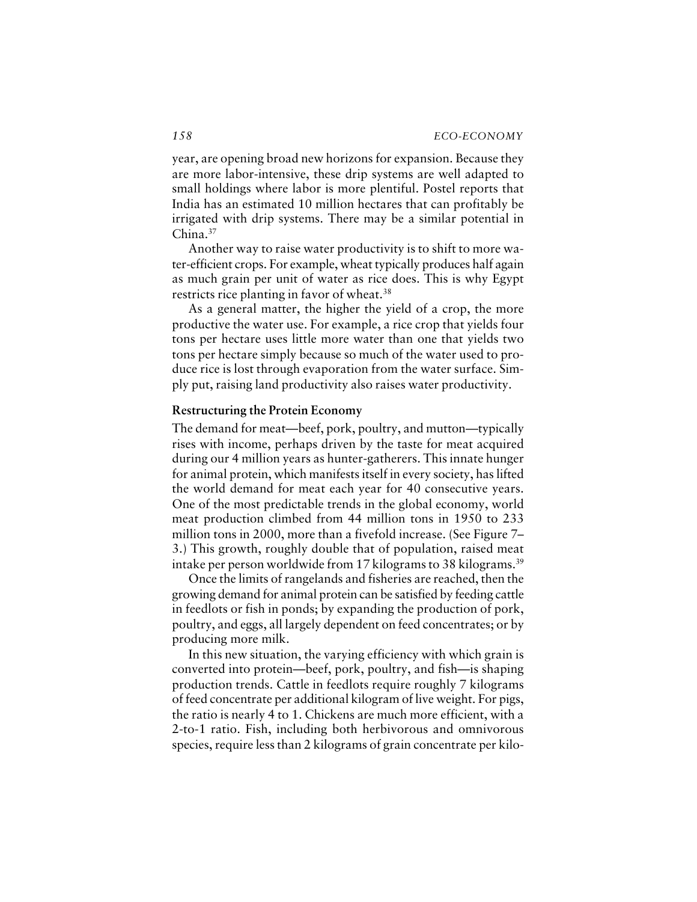year, are opening broad new horizons for expansion. Because they are more labor-intensive, these drip systems are well adapted to small holdings where labor is more plentiful. Postel reports that India has an estimated 10 million hectares that can profitably be irrigated with drip systems. There may be a similar potential in China.[37]

Another way to raise water productivity is to shift to more water-efficient crops. For example, wheat typically produces half again as much grain per unit of water as rice does. This is why Egypt restricts rice planting in favor of wheat.[38]

As a general matter, the higher the yield of a crop, the more productive the water use. For example, a rice crop that yields four tons per hectare uses little more water than one that yields two tons per hectare simply because so much of the water used to produce rice is lost through evaporation from the water surface. Simply put, raising land productivity also raises water productivity.

### Restructuring the Protein Economy

The demand for meat—beef, pork, poultry, and mutton—typically rises with income, perhaps driven by the taste for meat acquired during our 4 million years as hunter-gatherers. This innate hunger for animal protein, which manifests itself in every society, has lifted the world demand for meat each year for 40 consecutive years. One of the most predictable trends in the global economy, world meat production climbed from 44 million tons in 1950 to 233 million tons in 2000, more than a fivefold increase. (See Figure 7–3.) This growth, roughly double that of population, raised meat intake per person worldwide from 17 kilograms to 38 kilograms.[39]

Once the limits of rangelands and fisheries are reached, then the growing demand for animal protein can be satisfied by feeding cattle in feedlots or fish in ponds; by expanding the production of pork, poultry, and eggs, all largely dependent on feed concentrates; or by producing more milk.

In this new situation, the varying efficiency with which grain is converted into protein—beef, pork, poultry, and fish—is shaping production trends. Cattle in feedlots require roughly 7 kilograms of feed concentrate per additional kilogram of live weight. For pigs, the ratio is nearly 4 to 1. Chickens are much more efficient, with a 2-to-1 ratio. Fish, including both herbivorous and omnivorous species, require less than 2 kilograms of grain concentrate per kilo-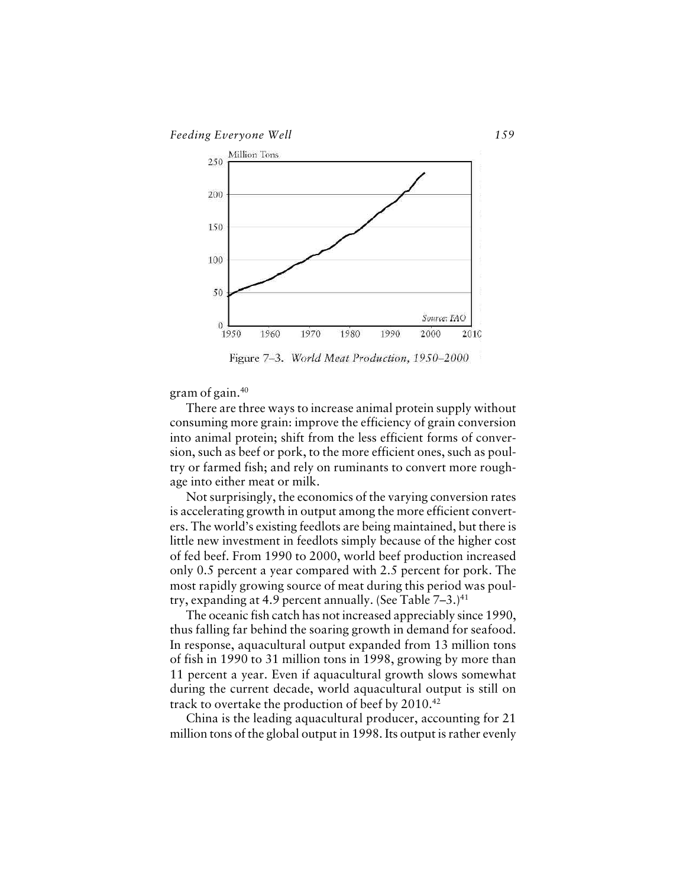Figure 7–3. *World Meat Production, 1950–2000*

gram of gain.[40]

There are three ways to increase animal protein supply without consuming more grain: improve the efficiency of grain conversion into animal protein; shift from the less efficient forms of conversion, such as beef or pork, to the more efficient ones, such as poultry or farmed fish; and rely on ruminants to convert more roughage into either meat or milk.

Not surprisingly, the economics of the varying conversion rates is accelerating growth in output among the more efficient converters. The world's existing feedlots are being maintained, but there is little new investment in feedlots simply because of the higher cost of fed beef. From 1990 to 2000, world beef production increased only 0.5 percent a year compared with 2.5 percent for pork. The most rapidly growing source of meat during this period was poultry, expanding at 4.9 percent annually. (See Table 7–3.)[41]

The oceanic fish catch has not increased appreciably since 1990, thus falling far behind the soaring growth in demand for seafood. In response, aquacultural output expanded from 13 million tons of fish in 1990 to 31 million tons in 1998, growing by more than 11 percent a year. Even if aquacultural growth slows somewhat during the current decade, world aquacultural output is still on track to overtake the production of beef by 2010.[42]

China is the leading aquacultural producer, accounting for 21 million tons of the global output in 1998. Its output is rather evenly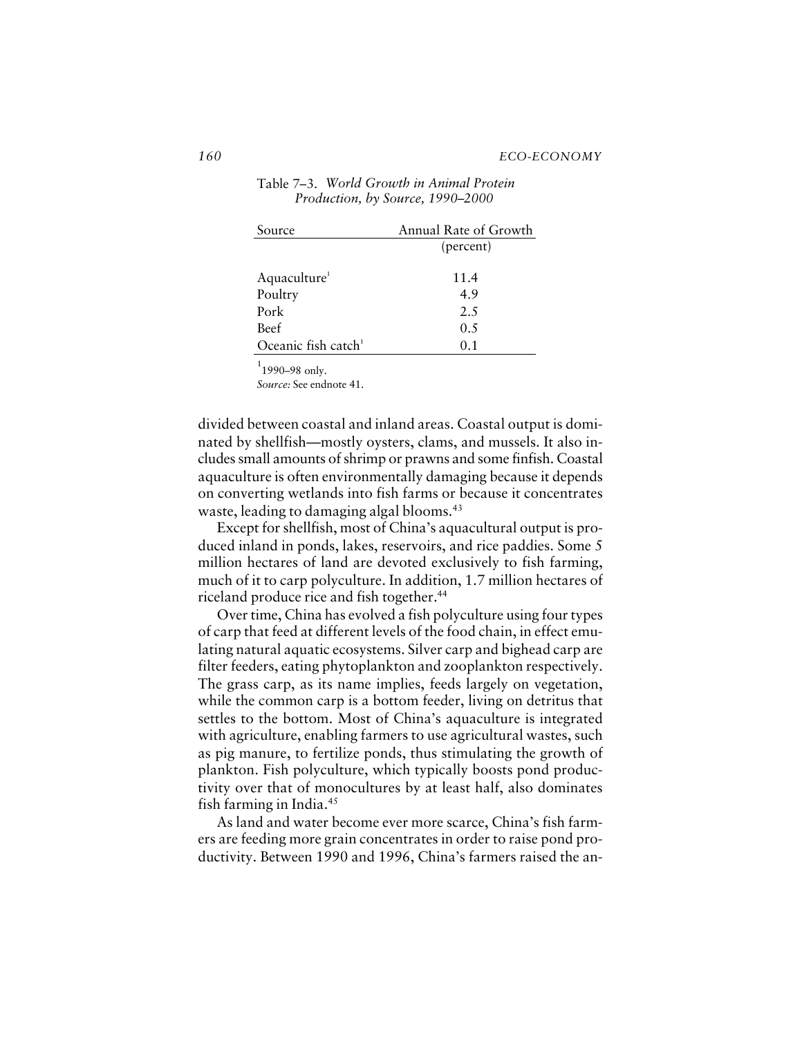Table 7–3. *World Growth in Animal Protein Production, by Source, 1990–2000*

| Source | Annual Rate of Growth |
|---|---|
| | (percent) |
| Aquaculture[1] | 11.4 |
| Poultry | 4.9 |
| Pork | 2.5 |
| Beef | 0.5 |
| Oceanic fish catch[1] | 0.1 |

[1]1990–98 only.
*Source:* See endnote 41.

divided between coastal and inland areas. Coastal output is dominated by shellfish—mostly oysters, clams, and mussels. It also includes small amounts of shrimp or prawns and some finfish. Coastal aquaculture is often environmentally damaging because it depends on converting wetlands into fish farms or because it concentrates waste, leading to damaging algal blooms.[43]

Except for shellfish, most of China's aquacultural output is produced inland in ponds, lakes, reservoirs, and rice paddies. Some 5 million hectares of land are devoted exclusively to fish farming, much of it to carp polyculture. In addition, 1.7 million hectares of riceland produce rice and fish together.[44]

Over time, China has evolved a fish polyculture using four types of carp that feed at different levels of the food chain, in effect emulating natural aquatic ecosystems. Silver carp and bighead carp are filter feeders, eating phytoplankton and zooplankton respectively. The grass carp, as its name implies, feeds largely on vegetation, while the common carp is a bottom feeder, living on detritus that settles to the bottom. Most of China's aquaculture is integrated with agriculture, enabling farmers to use agricultural wastes, such as pig manure, to fertilize ponds, thus stimulating the growth of plankton. Fish polyculture, which typically boosts pond productivity over that of monocultures by at least half, also dominates fish farming in India.[45]

As land and water become ever more scarce, China's fish farmers are feeding more grain concentrates in order to raise pond productivity. Between 1990 and 1996, China's farmers raised the an-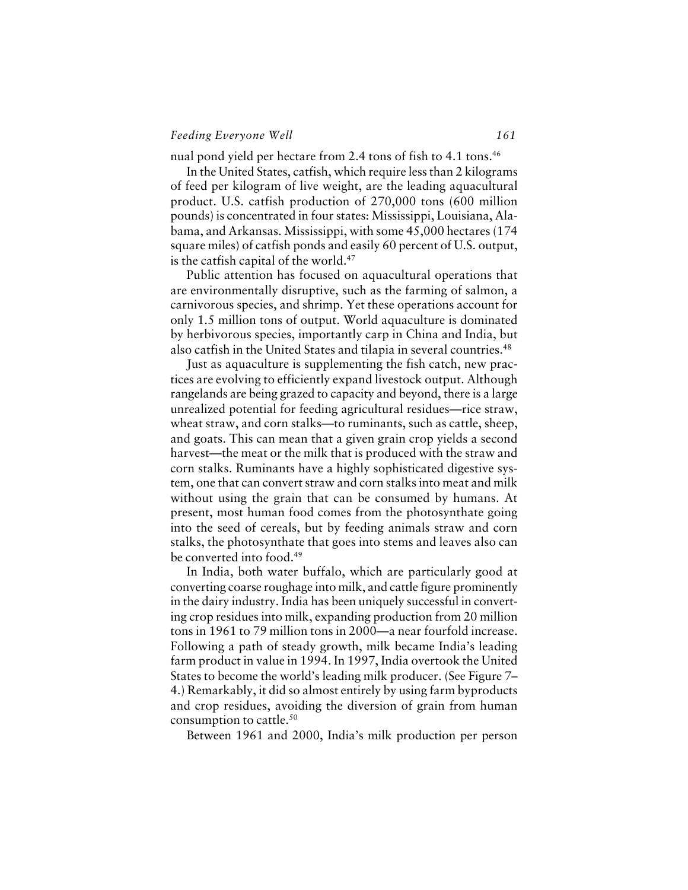nual pond yield per hectare from 2.4 tons of fish to 4.1 tons.[46]

In the United States, catfish, which require less than 2 kilograms of feed per kilogram of live weight, are the leading aquacultural product. U.S. catfish production of 270,000 tons (600 million pounds) is concentrated in four states: Mississippi, Louisiana, Alabama, and Arkansas. Mississippi, with some 45,000 hectares (174 square miles) of catfish ponds and easily 60 percent of U.S. output, is the catfish capital of the world.[47]

Public attention has focused on aquacultural operations that are environmentally disruptive, such as the farming of salmon, a carnivorous species, and shrimp. Yet these operations account for only 1.5 million tons of output. World aquaculture is dominated by herbivorous species, importantly carp in China and India, but also catfish in the United States and tilapia in several countries.[48]

Just as aquaculture is supplementing the fish catch, new practices are evolving to efficiently expand livestock output. Although rangelands are being grazed to capacity and beyond, there is a large unrealized potential for feeding agricultural residues—rice straw, wheat straw, and corn stalks—to ruminants, such as cattle, sheep, and goats. This can mean that a given grain crop yields a second harvest—the meat or the milk that is produced with the straw and corn stalks. Ruminants have a highly sophisticated digestive system, one that can convert straw and corn stalks into meat and milk without using the grain that can be consumed by humans. At present, most human food comes from the photosynthate going into the seed of cereals, but by feeding animals straw and corn stalks, the photosynthate that goes into stems and leaves also can be converted into food.[49]

In India, both water buffalo, which are particularly good at converting coarse roughage into milk, and cattle figure prominently in the dairy industry. India has been uniquely successful in converting crop residues into milk, expanding production from 20 million tons in 1961 to 79 million tons in 2000—a near fourfold increase. Following a path of steady growth, milk became India's leading farm product in value in 1994. In 1997, India overtook the United States to become the world's leading milk producer. (See Figure 7–4.) Remarkably, it did so almost entirely by using farm byproducts and crop residues, avoiding the diversion of grain from human consumption to cattle.[50]

Between 1961 and 2000, India's milk production per person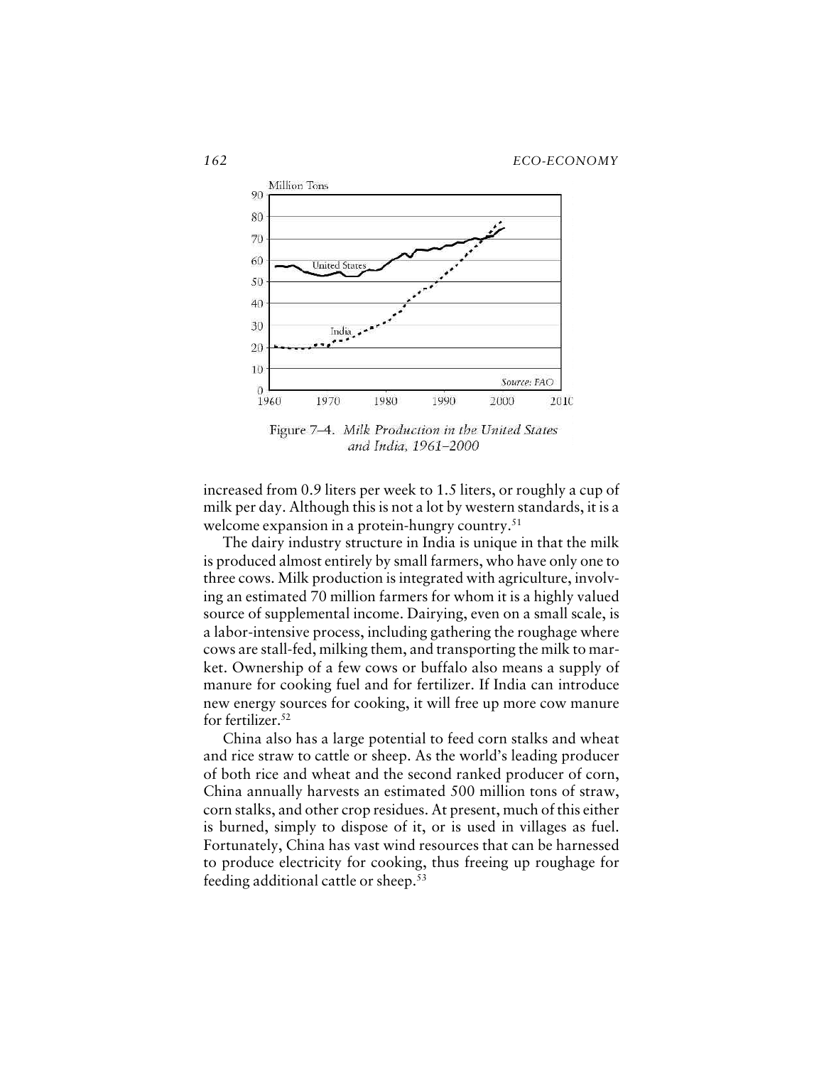Figure 7–4. *Milk Production in the United States and India, 1961–2000*

increased from 0.9 liters per week to 1.5 liters, or roughly a cup of milk per day. Although this is not a lot by western standards, it is a welcome expansion in a protein-hungry country.[51]

The dairy industry structure in India is unique in that the milk is produced almost entirely by small farmers, who have only one to three cows. Milk production is integrated with agriculture, involving an estimated 70 million farmers for whom it is a highly valued source of supplemental income. Dairying, even on a small scale, is a labor-intensive process, including gathering the roughage where cows are stall-fed, milking them, and transporting the milk to market. Ownership of a few cows or buffalo also means a supply of manure for cooking fuel and for fertilizer. If India can introduce new energy sources for cooking, it will free up more cow manure for fertilizer.[52]

China also has a large potential to feed corn stalks and wheat and rice straw to cattle or sheep. As the world's leading producer of both rice and wheat and the second ranked producer of corn, China annually harvests an estimated 500 million tons of straw, corn stalks, and other crop residues. At present, much of this either is burned, simply to dispose of it, or is used in villages as fuel. Fortunately, China has vast wind resources that can be harnessed to produce electricity for cooking, thus freeing up roughage for feeding additional cattle or sheep.[53]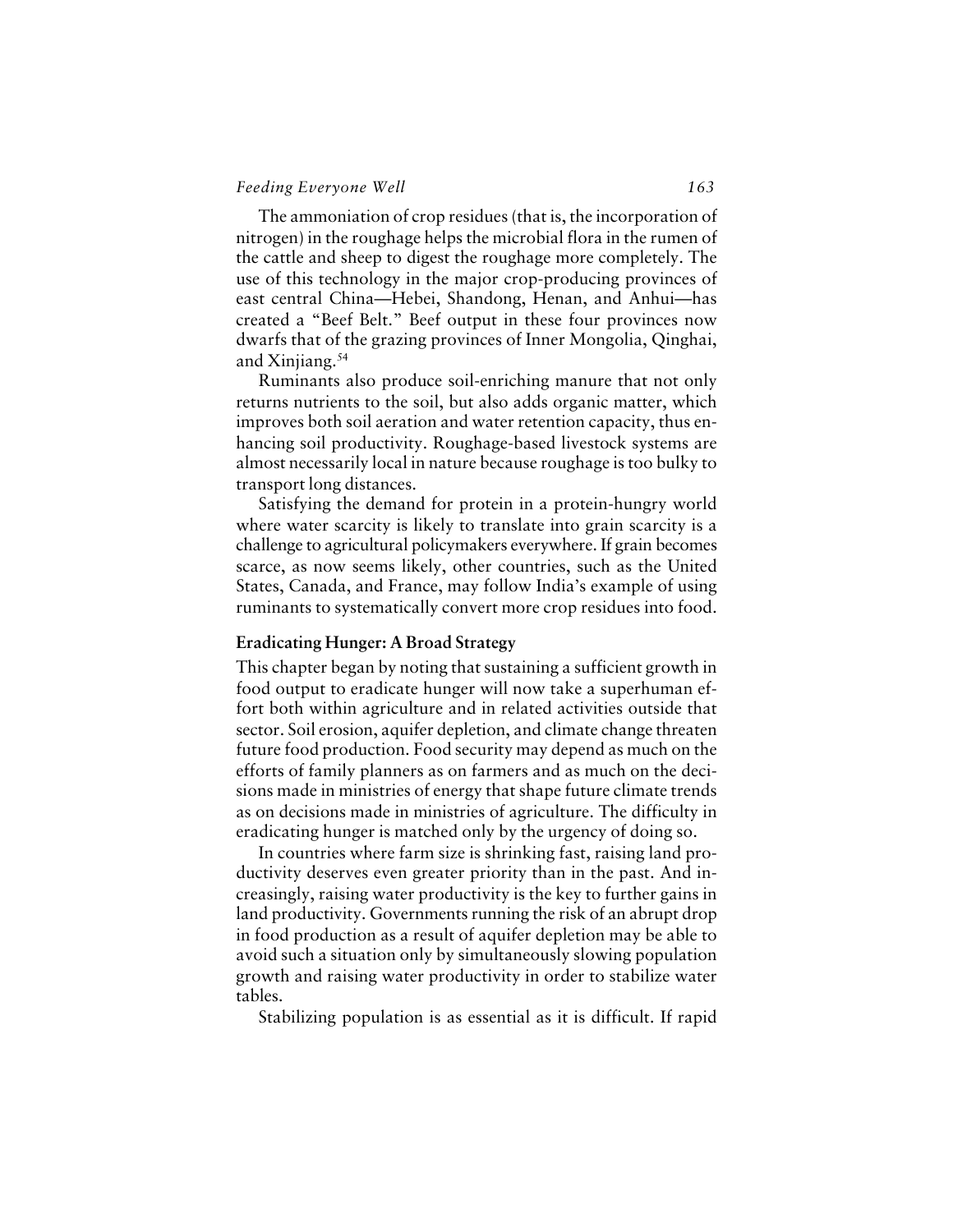The ammoniation of crop residues (that is, the incorporation of nitrogen) in the roughage helps the microbial flora in the rumen of the cattle and sheep to digest the roughage more completely. The use of this technology in the major crop-producing provinces of east central China—Hebei, Shandong, Henan, and Anhui—has created a "Beef Belt." Beef output in these four provinces now dwarfs that of the grazing provinces of Inner Mongolia, Qinghai, and Xinjiang.[54]

Ruminants also produce soil-enriching manure that not only returns nutrients to the soil, but also adds organic matter, which improves both soil aeration and water retention capacity, thus enhancing soil productivity. Roughage-based livestock systems are almost necessarily local in nature because roughage is too bulky to transport long distances.

Satisfying the demand for protein in a protein-hungry world where water scarcity is likely to translate into grain scarcity is a challenge to agricultural policymakers everywhere. If grain becomes scarce, as now seems likely, other countries, such as the United States, Canada, and France, may follow India's example of using ruminants to systematically convert more crop residues into food.

## Eradicating Hunger: A Broad Strategy

This chapter began by noting that sustaining a sufficient growth in food output to eradicate hunger will now take a superhuman effort both within agriculture and in related activities outside that sector. Soil erosion, aquifer depletion, and climate change threaten future food production. Food security may depend as much on the efforts of family planners as on farmers and as much on the decisions made in ministries of energy that shape future climate trends as on decisions made in ministries of agriculture. The difficulty in eradicating hunger is matched only by the urgency of doing so.

In countries where farm size is shrinking fast, raising land productivity deserves even greater priority than in the past. And increasingly, raising water productivity is the key to further gains in land productivity. Governments running the risk of an abrupt drop in food production as a result of aquifer depletion may be able to avoid such a situation only by simultaneously slowing population growth and raising water productivity in order to stabilize water tables.

Stabilizing population is as essential as it is difficult. If rapid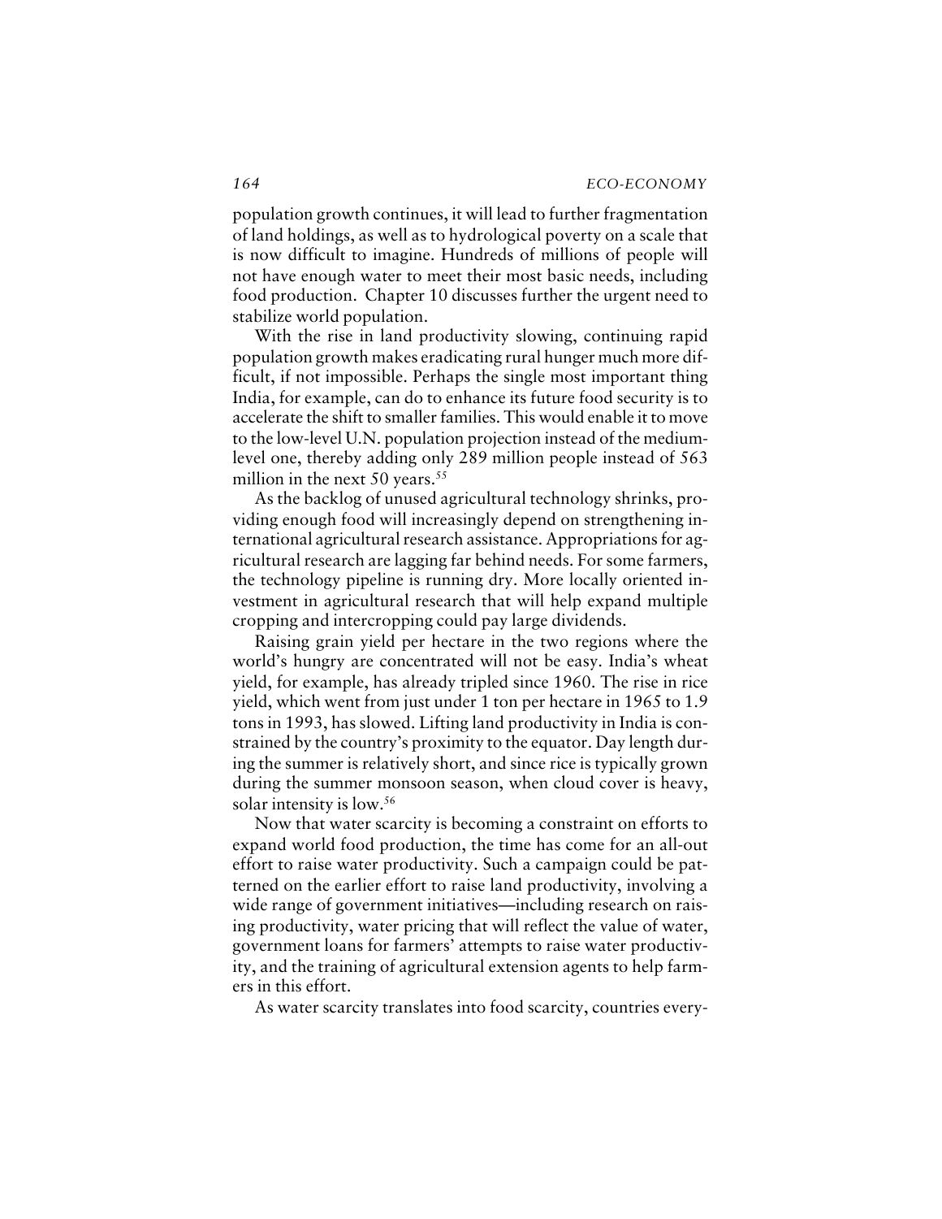population growth continues, it will lead to further fragmentation of land holdings, as well as to hydrological poverty on a scale that is now difficult to imagine. Hundreds of millions of people will not have enough water to meet their most basic needs, including food production. Chapter 10 discusses further the urgent need to stabilize world population.

With the rise in land productivity slowing, continuing rapid population growth makes eradicating rural hunger much more difficult, if not impossible. Perhaps the single most important thing India, for example, can do to enhance its future food security is to accelerate the shift to smaller families. This would enable it to move to the low-level U.N. population projection instead of the medium-level one, thereby adding only 289 million people instead of 563 million in the next 50 years.[55]

As the backlog of unused agricultural technology shrinks, providing enough food will increasingly depend on strengthening international agricultural research assistance. Appropriations for agricultural research are lagging far behind needs. For some farmers, the technology pipeline is running dry. More locally oriented investment in agricultural research that will help expand multiple cropping and intercropping could pay large dividends.

Raising grain yield per hectare in the two regions where the world's hungry are concentrated will not be easy. India's wheat yield, for example, has already tripled since 1960. The rise in rice yield, which went from just under 1 ton per hectare in 1965 to 1.9 tons in 1993, has slowed. Lifting land productivity in India is constrained by the country's proximity to the equator. Day length during the summer is relatively short, and since rice is typically grown during the summer monsoon season, when cloud cover is heavy, solar intensity is low.[56]

Now that water scarcity is becoming a constraint on efforts to expand world food production, the time has come for an all-out effort to raise water productivity. Such a campaign could be patterned on the earlier effort to raise land productivity, involving a wide range of government initiatives—including research on raising productivity, water pricing that will reflect the value of water, government loans for farmers' attempts to raise water productivity, and the training of agricultural extension agents to help farmers in this effort.

As water scarcity translates into food scarcity, countries every-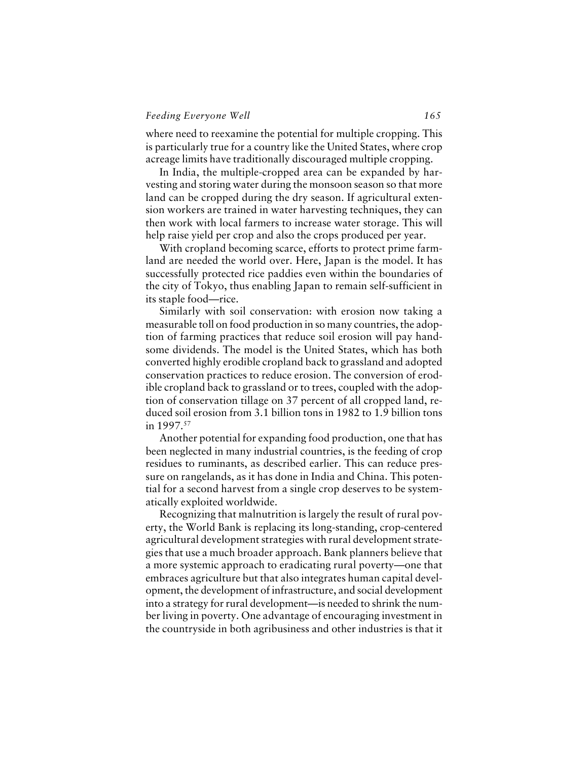where need to reexamine the potential for multiple cropping. This is particularly true for a country like the United States, where crop acreage limits have traditionally discouraged multiple cropping.

In India, the multiple-cropped area can be expanded by harvesting and storing water during the monsoon season so that more land can be cropped during the dry season. If agricultural extension workers are trained in water harvesting techniques, they can then work with local farmers to increase water storage. This will help raise yield per crop and also the crops produced per year.

With cropland becoming scarce, efforts to protect prime farmland are needed the world over. Here, Japan is the model. It has successfully protected rice paddies even within the boundaries of the city of Tokyo, thus enabling Japan to remain self-sufficient in its staple food—rice.

Similarly with soil conservation: with erosion now taking a measurable toll on food production in so many countries, the adoption of farming practices that reduce soil erosion will pay handsome dividends. The model is the United States, which has both converted highly erodible cropland back to grassland and adopted conservation practices to reduce erosion. The conversion of erodible cropland back to grassland or to trees, coupled with the adoption of conservation tillage on 37 percent of all cropped land, reduced soil erosion from 3.1 billion tons in 1982 to 1.9 billion tons in 1997.[57]

Another potential for expanding food production, one that has been neglected in many industrial countries, is the feeding of crop residues to ruminants, as described earlier. This can reduce pressure on rangelands, as it has done in India and China. This potential for a second harvest from a single crop deserves to be systematically exploited worldwide.

Recognizing that malnutrition is largely the result of rural poverty, the World Bank is replacing its long-standing, crop-centered agricultural development strategies with rural development strategies that use a much broader approach. Bank planners believe that a more systemic approach to eradicating rural poverty—one that embraces agriculture but that also integrates human capital development, the development of infrastructure, and social development into a strategy for rural development—is needed to shrink the number living in poverty. One advantage of encouraging investment in the countryside in both agribusiness and other industries is that it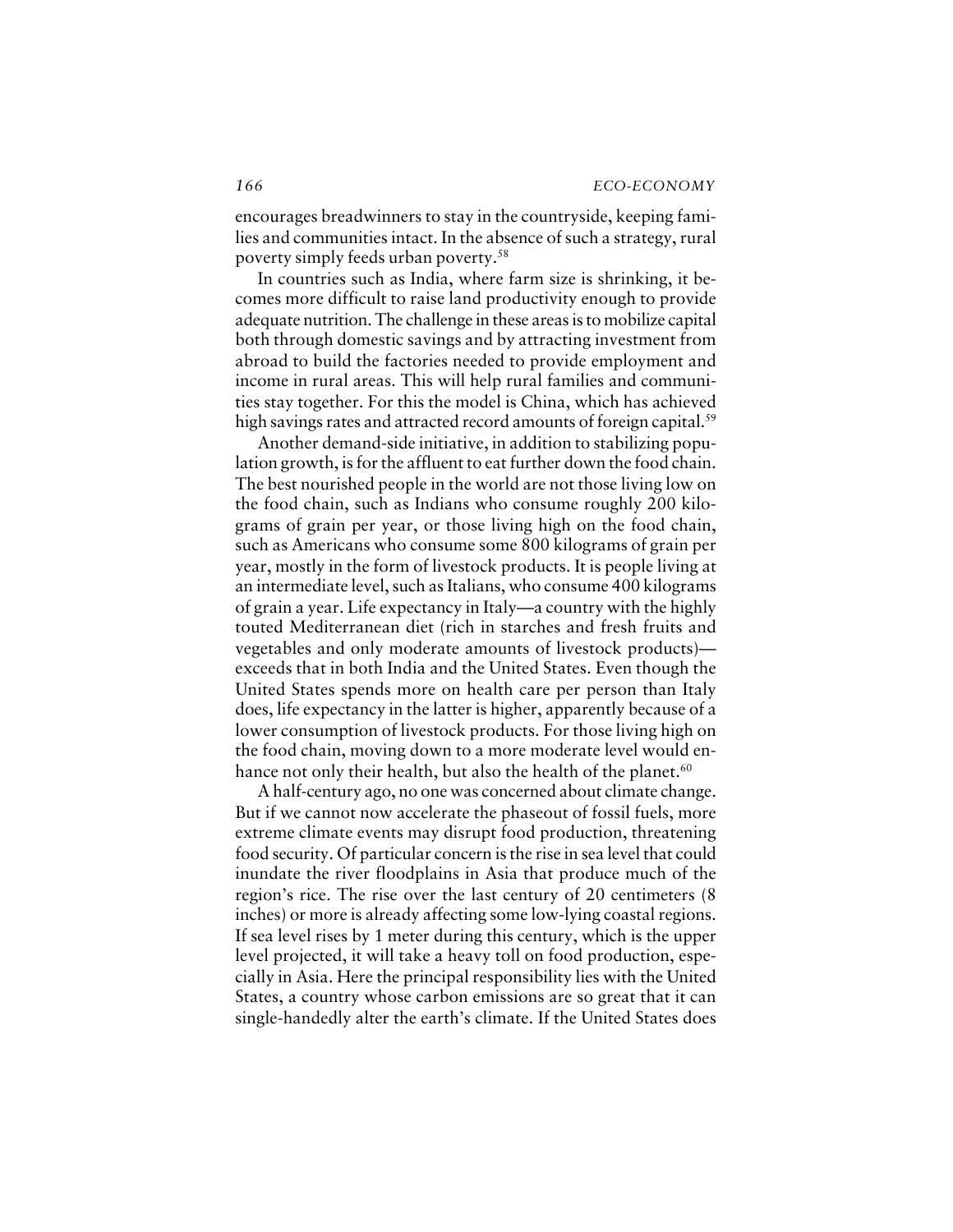encourages breadwinners to stay in the countryside, keeping families and communities intact. In the absence of such a strategy, rural poverty simply feeds urban poverty.[58]

In countries such as India, where farm size is shrinking, it becomes more difficult to raise land productivity enough to provide adequate nutrition. The challenge in these areas is to mobilize capital both through domestic savings and by attracting investment from abroad to build the factories needed to provide employment and income in rural areas. This will help rural families and communities stay together. For this the model is China, which has achieved high savings rates and attracted record amounts of foreign capital.[59]

Another demand-side initiative, in addition to stabilizing population growth, is for the affluent to eat further down the food chain. The best nourished people in the world are not those living low on the food chain, such as Indians who consume roughly 200 kilograms of grain per year, or those living high on the food chain, such as Americans who consume some 800 kilograms of grain per year, mostly in the form of livestock products. It is people living at an intermediate level, such as Italians, who consume 400 kilograms of grain a year. Life expectancy in Italy—a country with the highly touted Mediterranean diet (rich in starches and fresh fruits and vegetables and only moderate amounts of livestock products)—exceeds that in both India and the United States. Even though the United States spends more on health care per person than Italy does, life expectancy in the latter is higher, apparently because of a lower consumption of livestock products. For those living high on the food chain, moving down to a more moderate level would enhance not only their health, but also the health of the planet.[60]

A half-century ago, no one was concerned about climate change. But if we cannot now accelerate the phaseout of fossil fuels, more extreme climate events may disrupt food production, threatening food security. Of particular concern is the rise in sea level that could inundate the river floodplains in Asia that produce much of the region's rice. The rise over the last century of 20 centimeters (8 inches) or more is already affecting some low-lying coastal regions. If sea level rises by 1 meter during this century, which is the upper level projected, it will take a heavy toll on food production, especially in Asia. Here the principal responsibility lies with the United States, a country whose carbon emissions are so great that it can single-handedly alter the earth's climate. If the United States does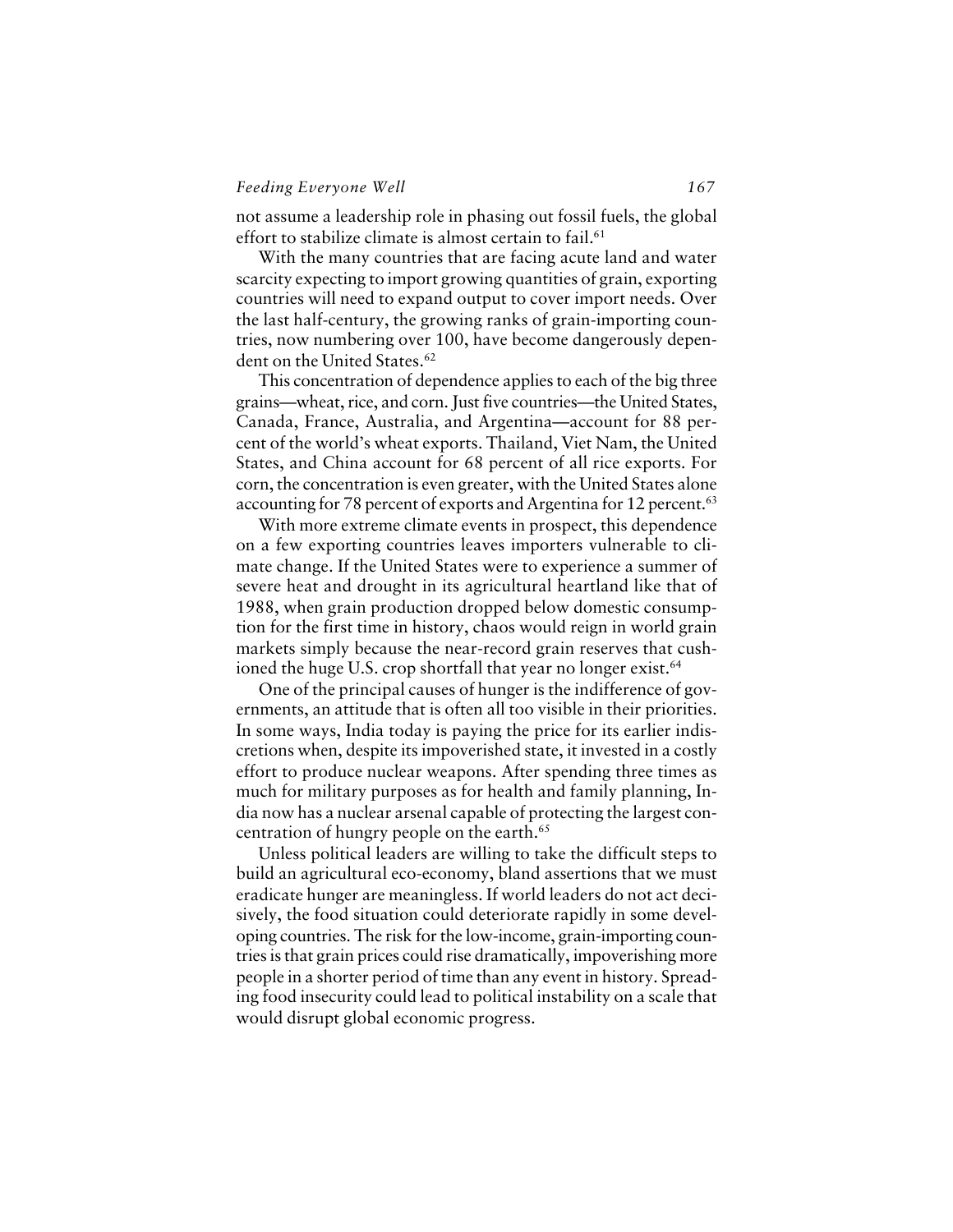not assume a leadership role in phasing out fossil fuels, the global effort to stabilize climate is almost certain to fail.[61]

With the many countries that are facing acute land and water scarcity expecting to import growing quantities of grain, exporting countries will need to expand output to cover import needs. Over the last half-century, the growing ranks of grain-importing countries, now numbering over 100, have become dangerously dependent on the United States.[62]

This concentration of dependence applies to each of the big three grains—wheat, rice, and corn. Just five countries—the United States, Canada, France, Australia, and Argentina—account for 88 percent of the world's wheat exports. Thailand, Viet Nam, the United States, and China account for 68 percent of all rice exports. For corn, the concentration is even greater, with the United States alone accounting for 78 percent of exports and Argentina for 12 percent.[63]

With more extreme climate events in prospect, this dependence on a few exporting countries leaves importers vulnerable to climate change. If the United States were to experience a summer of severe heat and drought in its agricultural heartland like that of 1988, when grain production dropped below domestic consumption for the first time in history, chaos would reign in world grain markets simply because the near-record grain reserves that cushioned the huge U.S. crop shortfall that year no longer exist.[64]

One of the principal causes of hunger is the indifference of governments, an attitude that is often all too visible in their priorities. In some ways, India today is paying the price for its earlier indiscretions when, despite its impoverished state, it invested in a costly effort to produce nuclear weapons. After spending three times as much for military purposes as for health and family planning, India now has a nuclear arsenal capable of protecting the largest concentration of hungry people on the earth.[65]

Unless political leaders are willing to take the difficult steps to build an agricultural eco-economy, bland assertions that we must eradicate hunger are meaningless. If world leaders do not act decisively, the food situation could deteriorate rapidly in some developing countries. The risk for the low-income, grain-importing countries is that grain prices could rise dramatically, impoverishing more people in a shorter period of time than any event in history. Spreading food insecurity could lead to political instability on a scale that would disrupt global economic progress.